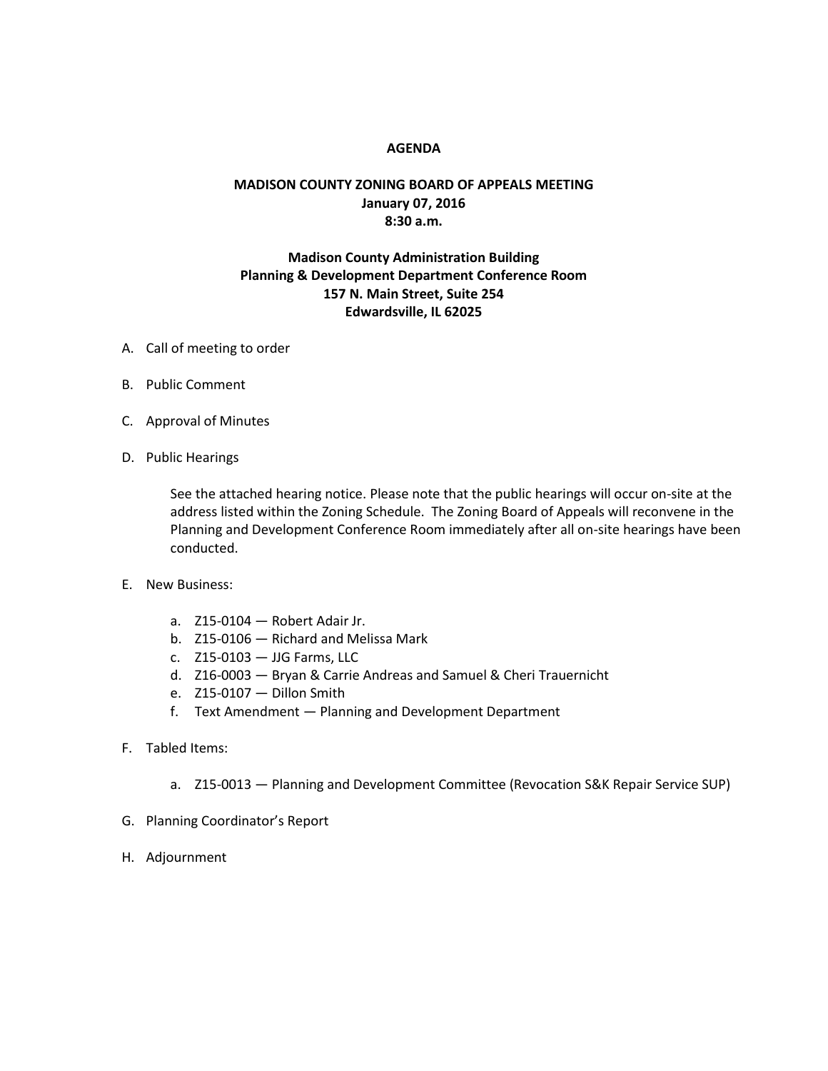# AGENDA

## MADISON COUNTY ZONING BOARD OF APPEALS MEETING
**January 07, 2016**
**8:30 a.m.**

**Madison County Administration Building**
**Planning & Development Department Conference Room**
**157 N. Main Street, Suite 254**
**Edwardsville, IL 62025**

A. Call of meeting to order

B. Public Comment

C. Approval of Minutes

D. Public Hearings

   See the attached hearing notice. Please note that the public hearings will occur on-site at the address listed within the Zoning Schedule. The Zoning Board of Appeals will reconvene in the Planning and Development Conference Room immediately after all on-site hearings have been conducted.

E. New Business:

   a. Z15-0104 — Robert Adair Jr.
   b. Z15-0106 — Richard and Melissa Mark
   c. Z15-0103 — JJG Farms, LLC
   d. Z16-0003 — Bryan & Carrie Andreas and Samuel & Cheri Trauernicht
   e. Z15-0107 — Dillon Smith
   f. Text Amendment — Planning and Development Department

F. Tabled Items:

   a. Z15-0013 — Planning and Development Committee (Revocation S&K Repair Service SUP)

G. Planning Coordinator's Report

H. Adjournment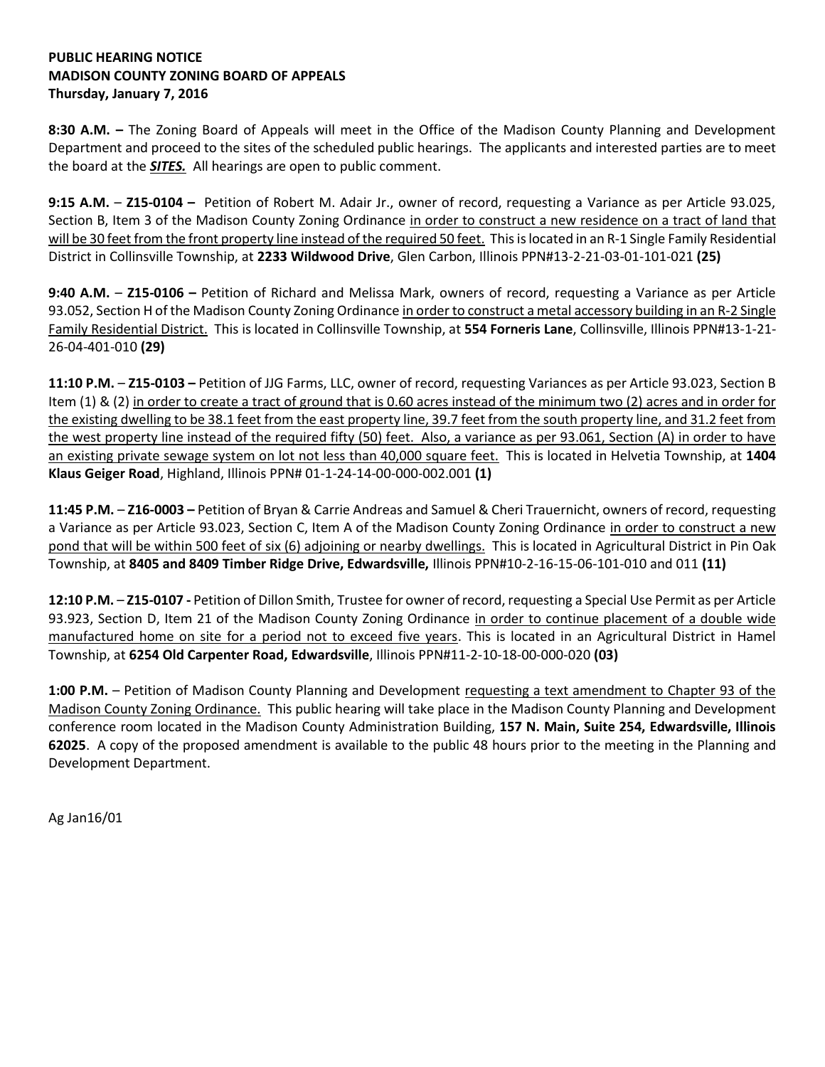**PUBLIC HEARING NOTICE**
**MADISON COUNTY ZONING BOARD OF APPEALS**
**Thursday, January 7, 2016**

**8:30 A.M. –** The Zoning Board of Appeals will meet in the Office of the Madison County Planning and Development Department and proceed to the sites of the scheduled public hearings. The applicants and interested parties are to meet the board at the ***SITES.*** All hearings are open to public comment.

**9:15 A.M.** – **Z15-0104 –** Petition of Robert M. Adair Jr., owner of record, requesting a Variance as per Article 93.025, Section B, Item 3 of the Madison County Zoning Ordinance in order to construct a new residence on a tract of land that will be 30 feet from the front property line instead of the required 50 feet. This is located in an R-1 Single Family Residential District in Collinsville Township, at **2233 Wildwood Drive**, Glen Carbon, Illinois PPN#13-2-21-03-01-101-021 **(25)**

**9:40 A.M.** – **Z15-0106 –** Petition of Richard and Melissa Mark, owners of record, requesting a Variance as per Article 93.052, Section H of the Madison County Zoning Ordinance in order to construct a metal accessory building in an R-2 Single Family Residential District. This is located in Collinsville Township, at **554 Forneris Lane**, Collinsville, Illinois PPN#13-1-21-26-04-401-010 **(29)**

**11:10 P.M.** – **Z15-0103 –** Petition of JJG Farms, LLC, owner of record, requesting Variances as per Article 93.023, Section B Item (1) & (2) in order to create a tract of ground that is 0.60 acres instead of the minimum two (2) acres and in order for the existing dwelling to be 38.1 feet from the east property line, 39.7 feet from the south property line, and 31.2 feet from the west property line instead of the required fifty (50) feet. Also, a variance as per 93.061, Section (A) in order to have an existing private sewage system on lot not less than 40,000 square feet. This is located in Helvetia Township, at **1404 Klaus Geiger Road**, Highland, Illinois PPN# 01-1-24-14-00-000-002.001 **(1)**

**11:45 P.M.** – **Z16-0003 –** Petition of Bryan & Carrie Andreas and Samuel & Cheri Trauernicht, owners of record, requesting a Variance as per Article 93.023, Section C, Item A of the Madison County Zoning Ordinance in order to construct a new pond that will be within 500 feet of six (6) adjoining or nearby dwellings. This is located in Agricultural District in Pin Oak Township, at **8405 and 8409 Timber Ridge Drive, Edwardsville,** Illinois PPN#10-2-16-15-06-101-010 and 011 **(11)**

**12:10 P.M.** – **Z15-0107 -** Petition of Dillon Smith, Trustee for owner of record, requesting a Special Use Permit as per Article 93.923, Section D, Item 21 of the Madison County Zoning Ordinance in order to continue placement of a double wide manufactured home on site for a period not to exceed five years. This is located in an Agricultural District in Hamel Township, at **6254 Old Carpenter Road, Edwardsville**, Illinois PPN#11-2-10-18-00-000-020 **(03)**

**1:00 P.M.** – Petition of Madison County Planning and Development requesting a text amendment to Chapter 93 of the Madison County Zoning Ordinance. This public hearing will take place in the Madison County Planning and Development conference room located in the Madison County Administration Building, **157 N. Main, Suite 254, Edwardsville, Illinois 62025**. A copy of the proposed amendment is available to the public 48 hours prior to the meeting in the Planning and Development Department.

Ag Jan16/01